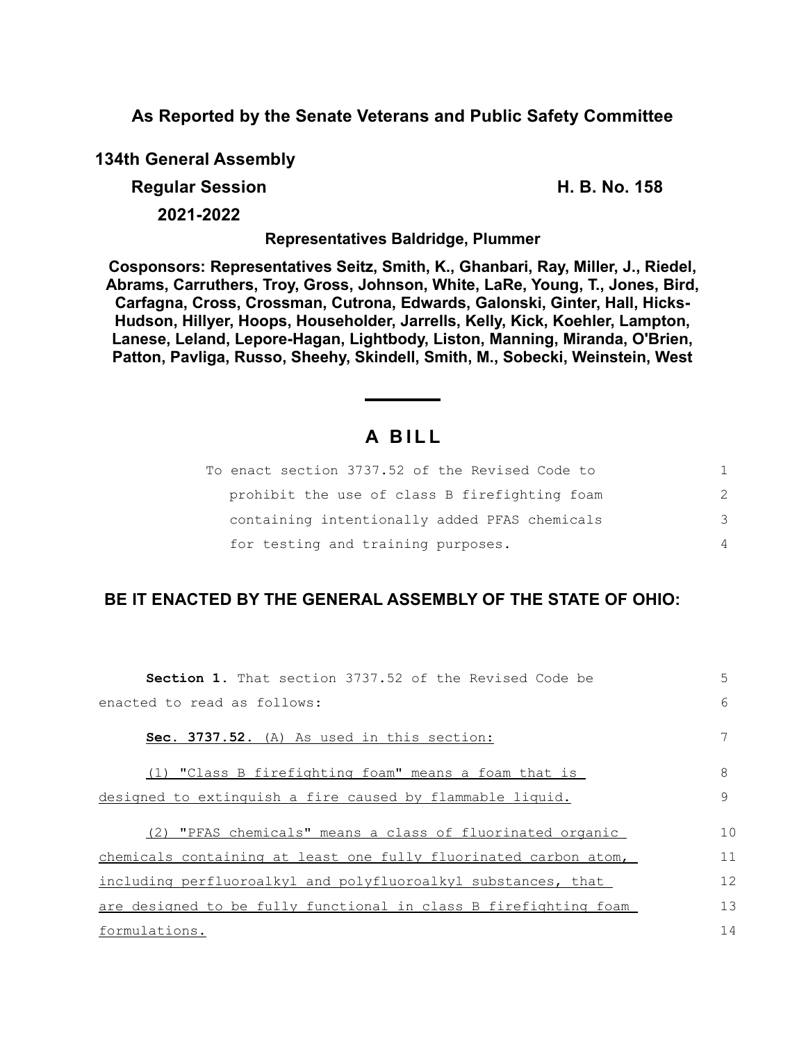**As Reported by the Senate Veterans and Public Safety Committee**

**134th General Assembly**

**Regular Session** **H. B. No. 158**

**2021-2022**

**Representatives Baldridge, Plummer**

**Cosponsors: Representatives Seitz, Smith, K., Ghanbari, Ray, Miller, J., Riedel, Abrams, Carruthers, Troy, Gross, Johnson, White, LaRe, Young, T., Jones, Bird, Carfagna, Cross, Crossman, Cutrona, Edwards, Galonski, Ginter, Hall, Hicks-Hudson, Hillyer, Hoops, Householder, Jarrells, Kelly, Kick, Koehler, Lampton, Lanese, Leland, Lepore-Hagan, Lightbody, Liston, Manning, Miranda, O'Brien, Patton, Pavliga, Russo, Sheehy, Skindell, Smith, M., Sobecki, Weinstein, West**

# A BILL

To enact section 3737.52 of the Revised Code to prohibit the use of class B firefighting foam containing intentionally added PFAS chemicals for testing and training purposes.

**BE IT ENACTED BY THE GENERAL ASSEMBLY OF THE STATE OF OHIO:**

**Section 1.** That section 3737.52 of the Revised Code be enacted to read as follows:

**Sec. 3737.52.** (A) As used in this section:

(1) "Class B firefighting foam" means a foam that is designed to extinguish a fire caused by flammable liquid.

(2) "PFAS chemicals" means a class of fluorinated organic chemicals containing at least one fully fluorinated carbon atom, including perfluoroalkyl and polyfluoroalkyl substances, that are designed to be fully functional in class B firefighting foam formulations.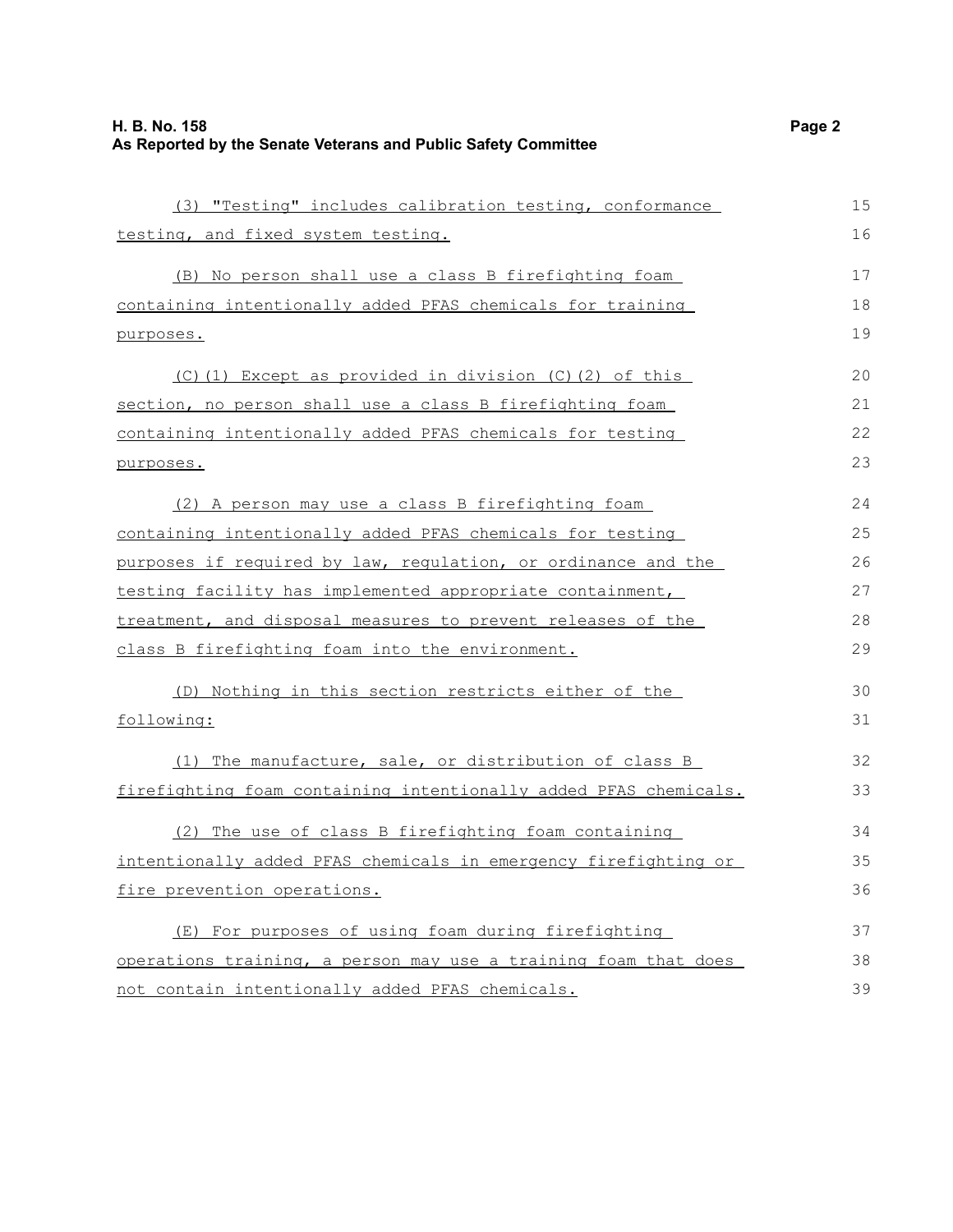(3) "Testing" includes calibration testing, conformance testing, and fixed system testing.

(B) No person shall use a class B firefighting foam containing intentionally added PFAS chemicals for training purposes.

(C)(1) Except as provided in division (C)(2) of this section, no person shall use a class B firefighting foam containing intentionally added PFAS chemicals for testing purposes.

(2) A person may use a class B firefighting foam containing intentionally added PFAS chemicals for testing purposes if required by law, regulation, or ordinance and the testing facility has implemented appropriate containment, treatment, and disposal measures to prevent releases of the class B firefighting foam into the environment.

(D) Nothing in this section restricts either of the following:

(1) The manufacture, sale, or distribution of class B firefighting foam containing intentionally added PFAS chemicals.

(2) The use of class B firefighting foam containing intentionally added PFAS chemicals in emergency firefighting or fire prevention operations.

(E) For purposes of using foam during firefighting operations training, a person may use a training foam that does not contain intentionally added PFAS chemicals.